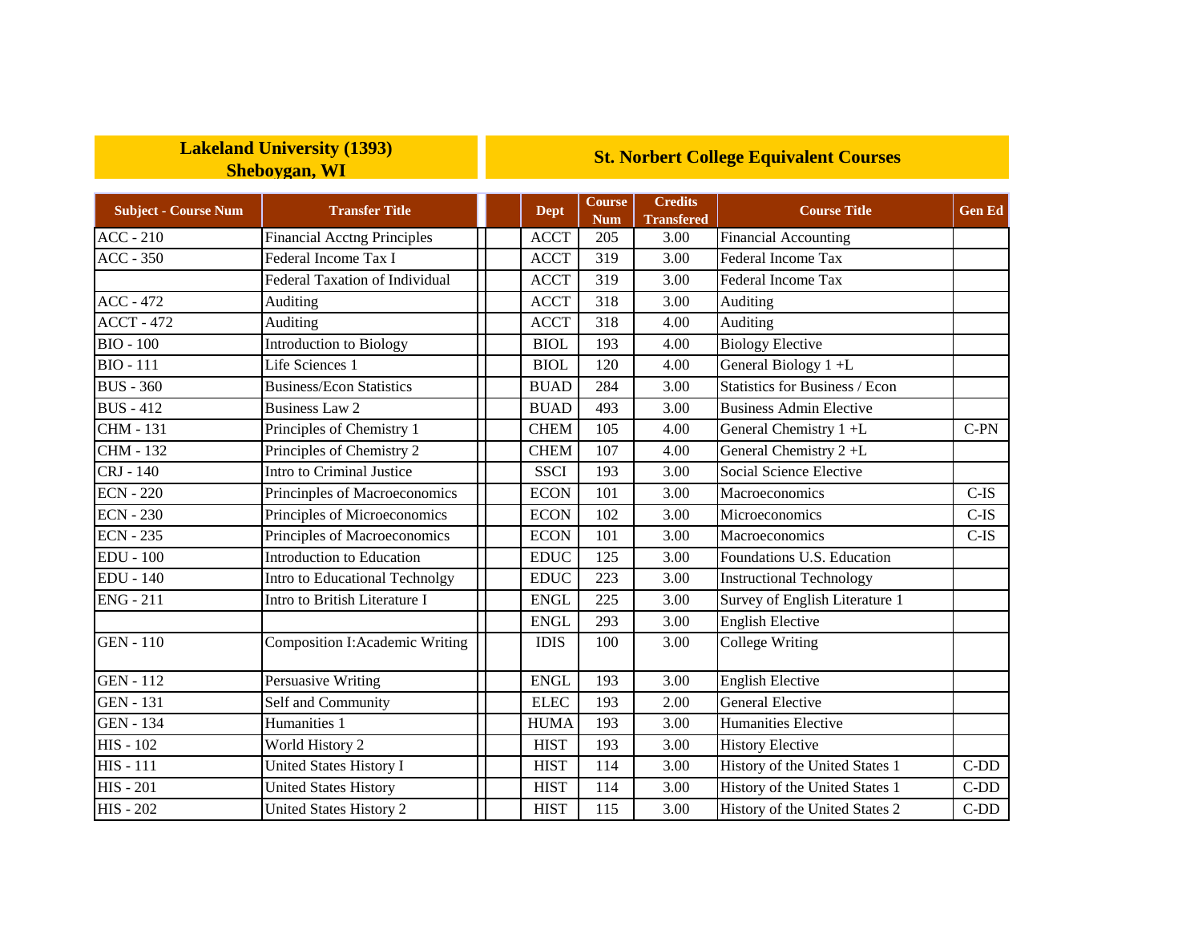| Lakeland University (1393) Sheboygan, WI | | St. Norbert College Equivalent Courses | | | | |
|---|---|---|---|---|---|---|
| **Subject - Course Num** | **Transfer Title** | **Dept** | **Course Num** | **Credits Transfered** | **Course Title** | **Gen Ed** |
| ACC - 210 | Financial Acctng Principles | ACCT | 205 | 3.00 | Financial Accounting | |
| ACC - 350 | Federal Income Tax I | ACCT | 319 | 3.00 | Federal Income Tax | |
| | Federal Taxation of Individual | ACCT | 319 | 3.00 | Federal Income Tax | |
| ACC - 472 | Auditing | ACCT | 318 | 3.00 | Auditing | |
| ACCT - 472 | Auditing | ACCT | 318 | 4.00 | Auditing | |
| BIO - 100 | Introduction to Biology | BIOL | 193 | 4.00 | Biology Elective | |
| BIO - 111 | Life Sciences 1 | BIOL | 120 | 4.00 | General Biology 1 +L | |
| BUS - 360 | Business/Econ Statistics | BUAD | 284 | 3.00 | Statistics for Business / Econ | |
| BUS - 412 | Business Law 2 | BUAD | 493 | 3.00 | Business Admin Elective | |
| CHM - 131 | Principles of Chemistry 1 | CHEM | 105 | 4.00 | General Chemistry 1 +L | C-PN |
| CHM - 132 | Principles of Chemistry 2 | CHEM | 107 | 4.00 | General Chemistry 2 +L | |
| CRJ - 140 | Intro to Criminal Justice | SSCI | 193 | 3.00 | Social Science Elective | |
| ECN - 220 | Princinples of Macroeconomics | ECON | 101 | 3.00 | Macroeconomics | C-IS |
| ECN - 230 | Principles of Microeconomics | ECON | 102 | 3.00 | Microeconomics | C-IS |
| ECN - 235 | Principles of Macroeconomics | ECON | 101 | 3.00 | Macroeconomics | C-IS |
| EDU - 100 | Introduction to Education | EDUC | 125 | 3.00 | Foundations U.S. Education | |
| EDU - 140 | Intro to Educational Technolgy | EDUC | 223 | 3.00 | Instructional Technology | |
| ENG - 211 | Intro to British Literature I | ENGL | 225 | 3.00 | Survey of English Literature 1 | |
| | | ENGL | 293 | 3.00 | English Elective | |
| GEN - 110 | Composition I:Academic Writing | IDIS | 100 | 3.00 | College Writing | |
| GEN - 112 | Persuasive Writing | ENGL | 193 | 3.00 | English Elective | |
| GEN - 131 | Self and Community | ELEC | 193 | 2.00 | General Elective | |
| GEN - 134 | Humanities 1 | HUMA | 193 | 3.00 | Humanities Elective | |
| HIS - 102 | World History 2 | HIST | 193 | 3.00 | History Elective | |
| HIS - 111 | United States History I | HIST | 114 | 3.00 | History of the United States 1 | C-DD |
| HIS - 201 | United States History | HIST | 114 | 3.00 | History of the United States 1 | C-DD |
| HIS - 202 | United States History 2 | HIST | 115 | 3.00 | History of the United States 2 | C-DD |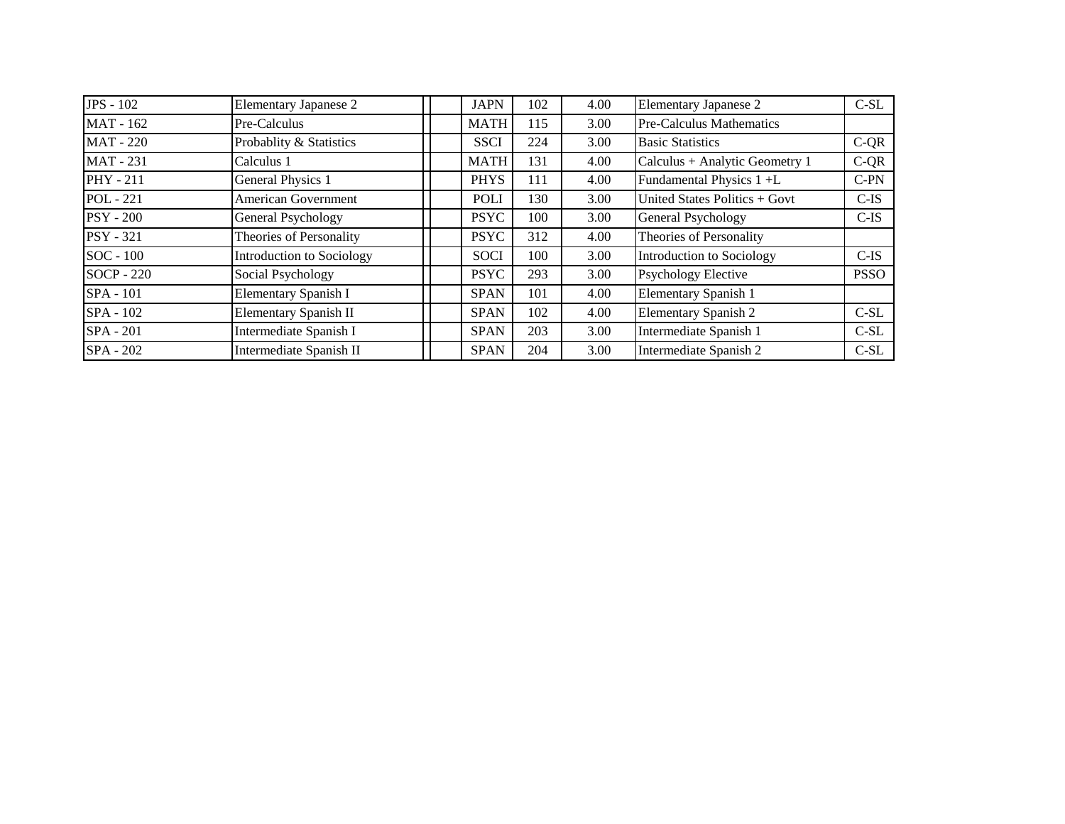| | | | | | | | | |
|---|---|---|---|---|---|---|---|---|
| JPS - 102 | Elementary Japanese 2 | | | JAPN | 102 | 4.00 | Elementary Japanese 2 | C-SL |
| MAT - 162 | Pre-Calculus | | | MATH | 115 | 3.00 | Pre-Calculus Mathematics | |
| MAT - 220 | Probablity & Statistics | | | SSCI | 224 | 3.00 | Basic Statistics | C-QR |
| MAT - 231 | Calculus 1 | | | MATH | 131 | 4.00 | Calculus + Analytic Geometry 1 | C-QR |
| PHY - 211 | General Physics 1 | | | PHYS | 111 | 4.00 | Fundamental Physics 1 +L | C-PN |
| POL - 221 | American Government | | | POLI | 130 | 3.00 | United States Politics + Govt | C-IS |
| PSY - 200 | General Psychology | | | PSYC | 100 | 3.00 | General Psychology | C-IS |
| PSY - 321 | Theories of Personality | | | PSYC | 312 | 4.00 | Theories of Personality | |
| SOC - 100 | Introduction to Sociology | | | SOCI | 100 | 3.00 | Introduction to Sociology | C-IS |
| SOCP - 220 | Social Psychology | | | PSYC | 293 | 3.00 | Psychology Elective | PSSO |
| SPA - 101 | Elementary Spanish I | | | SPAN | 101 | 4.00 | Elementary Spanish 1 | |
| SPA - 102 | Elementary Spanish II | | | SPAN | 102 | 4.00 | Elementary Spanish 2 | C-SL |
| SPA - 201 | Intermediate Spanish I | | | SPAN | 203 | 3.00 | Intermediate Spanish 1 | C-SL |
| SPA - 202 | Intermediate Spanish II | | | SPAN | 204 | 3.00 | Intermediate Spanish 2 | C-SL |